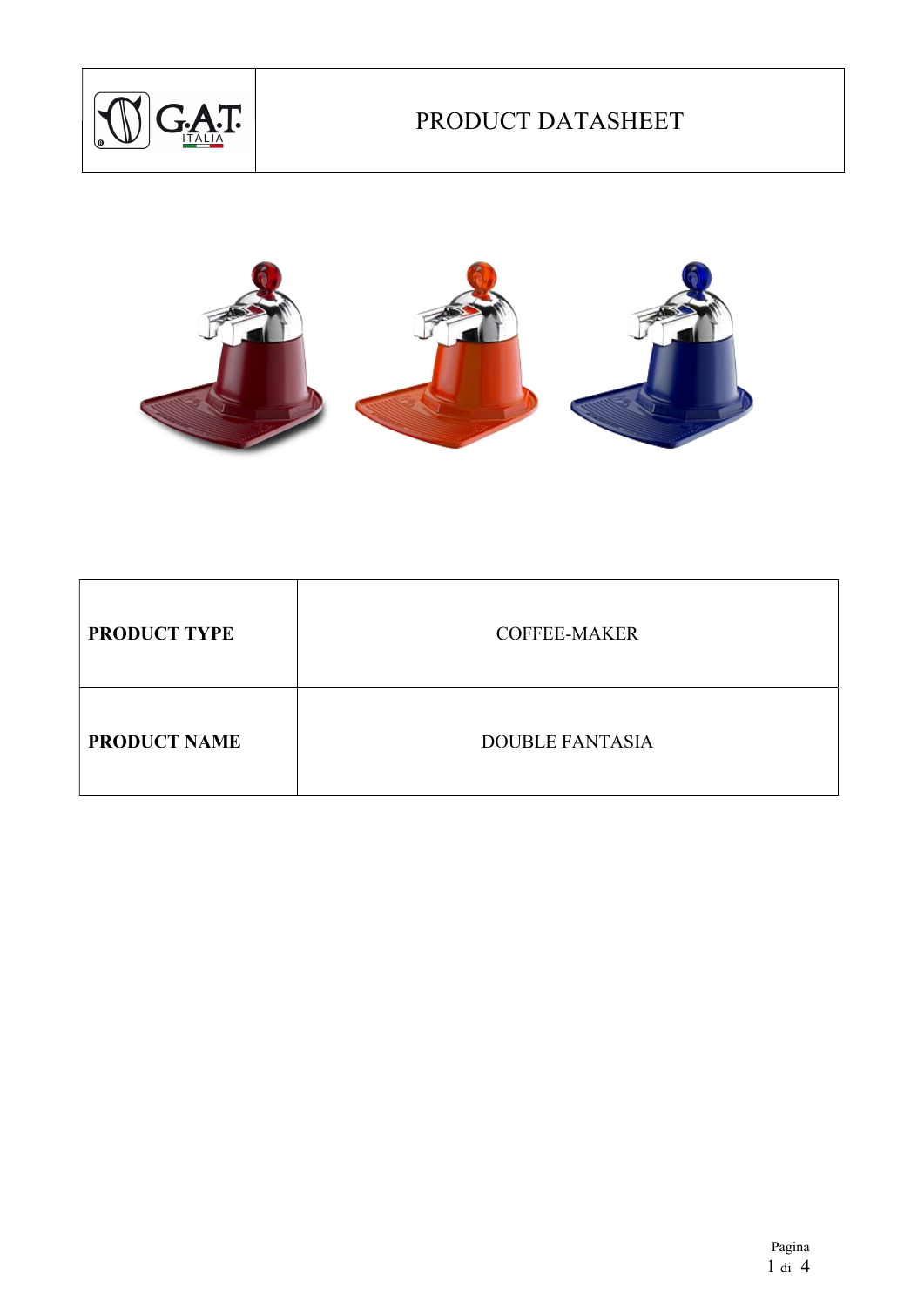# PRODUCT DATASHEET

| | |
|---|---|
| **PRODUCT TYPE** | COFFEE-MAKER |
| **PRODUCT NAME** | DOUBLE FANTASIA |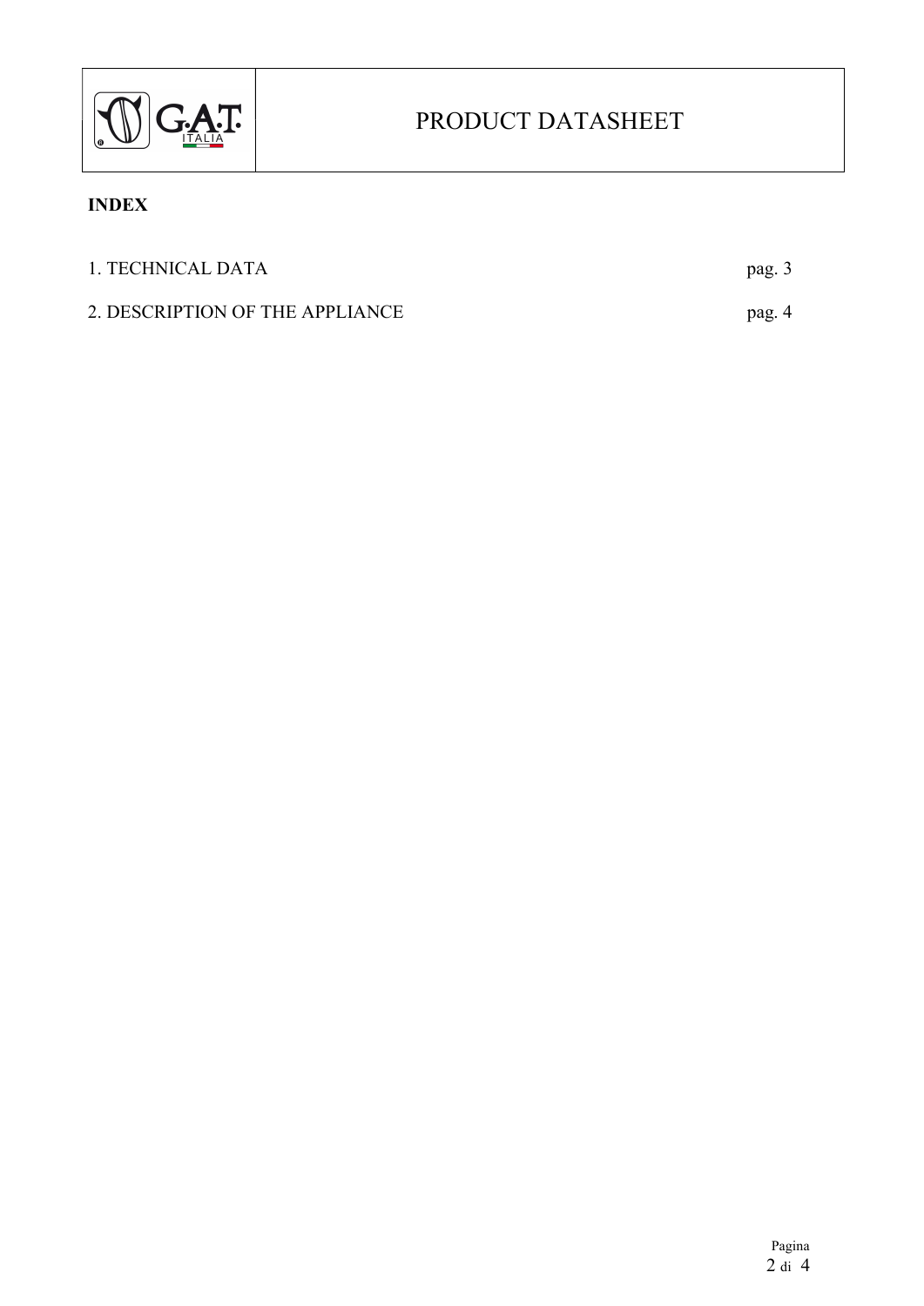**INDEX**

| | |
|---|---|
| 1. TECHNICAL DATA | pag. 3 |
| 2. DESCRIPTION OF THE APPLIANCE | pag. 4 |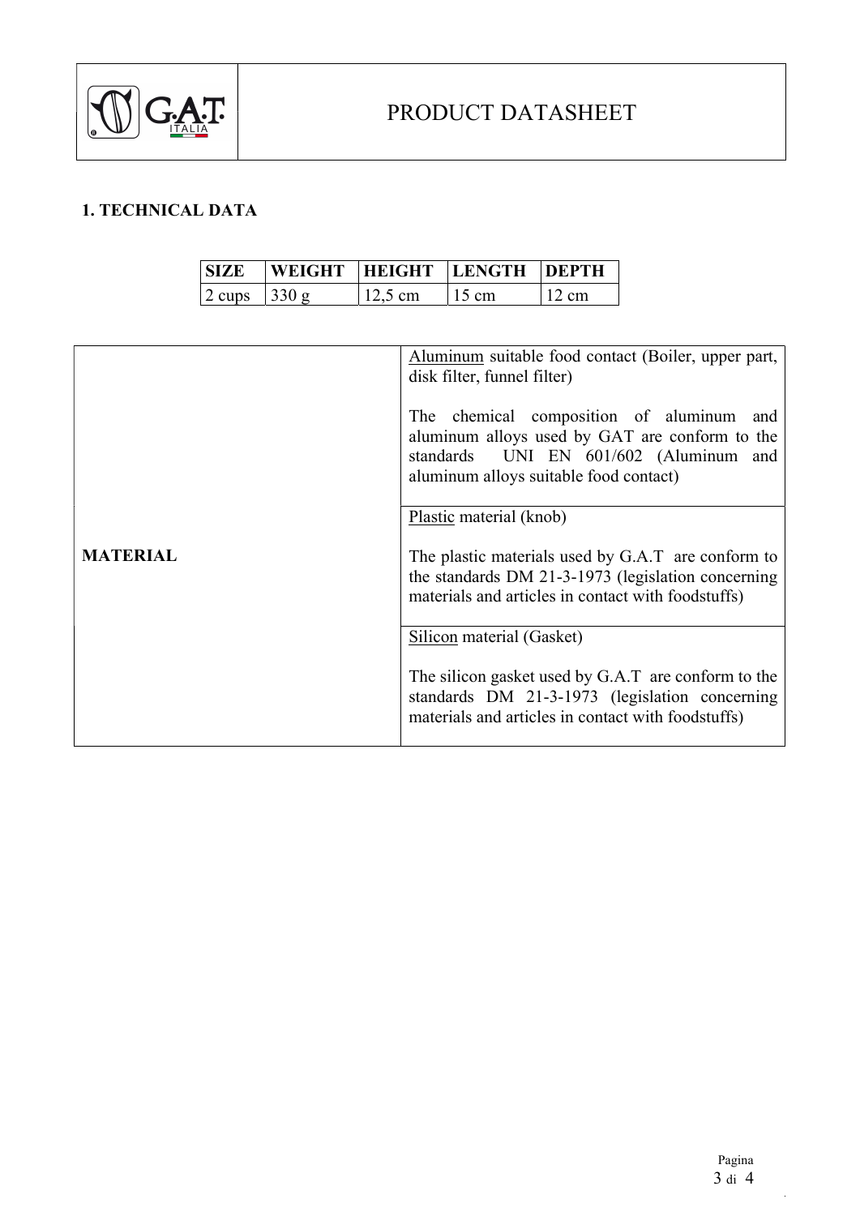PRODUCT DATASHEET

### 1. TECHNICAL DATA

| SIZE | WEIGHT | HEIGHT | LENGTH | DEPTH |
|---|---|---|---|---|
| 2 cups | 330 g | 12,5 cm | 15 cm | 12 cm |

| | |
|---|---|
| **MATERIAL** | Aluminum suitable food contact (Boiler, upper part, disk filter, funnel filter)<br><br>The chemical composition of aluminum and aluminum alloys used by GAT are conform to the standards UNI EN 601/602 (Aluminum and aluminum alloys suitable food contact) |
| | Plastic material (knob)<br><br>The plastic materials used by G.A.T are conform to the standards DM 21-3-1973 (legislation concerning materials and articles in contact with foodstuffs) |
| | Silicon material (Gasket)<br><br>The silicon gasket used by G.A.T are conform to the standards DM 21-3-1973 (legislation concerning materials and articles in contact with foodstuffs) |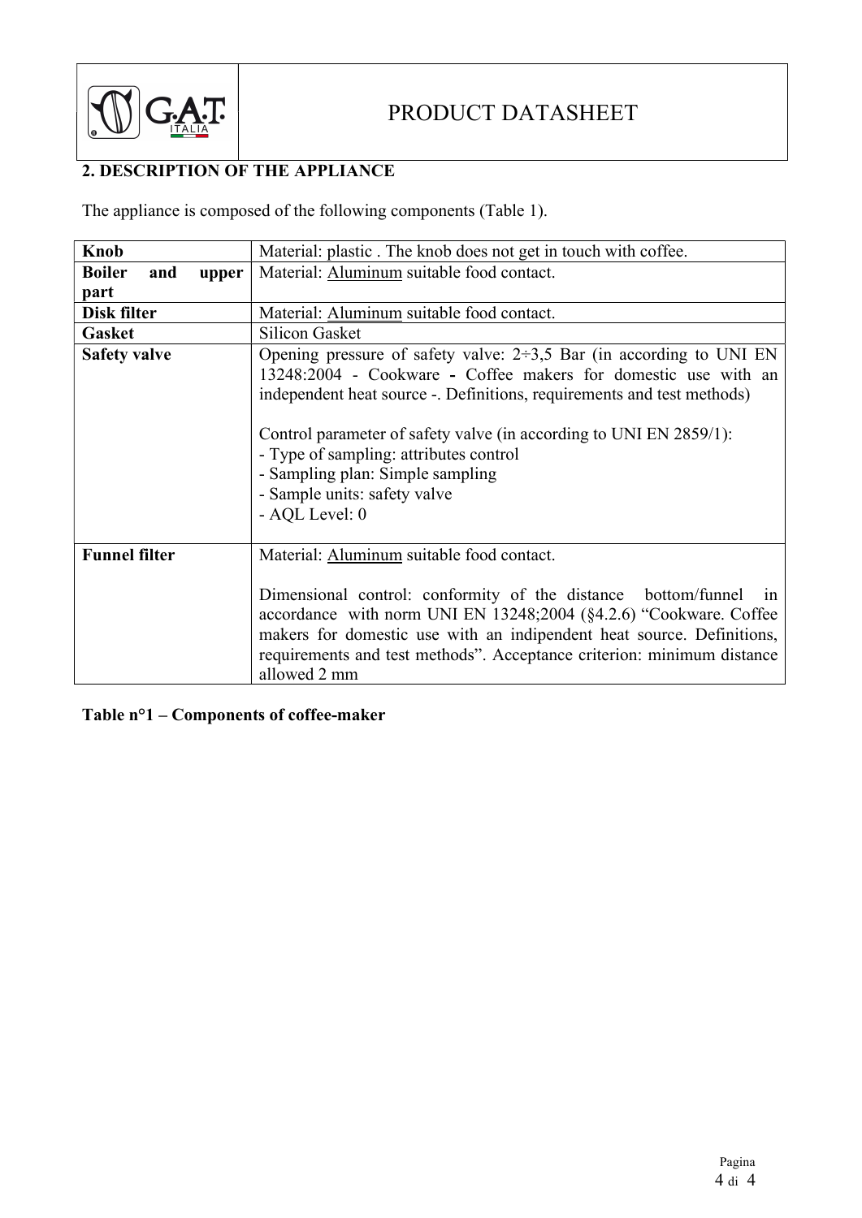## 2. DESCRIPTION OF THE APPLIANCE

The appliance is composed of the following components (Table 1).

| | |
|---|---|
| **Knob** | Material: plastic . The knob does not get in touch with coffee. |
| **Boiler and upper part** | Material: Aluminum suitable food contact. |
| **Disk filter** | Material: Aluminum suitable food contact. |
| **Gasket** | Silicon Gasket |
| **Safety valve** | Opening pressure of safety valve: 2÷3,5 Bar (in according to UNI EN 13248:2004 - Cookware - Coffee makers for domestic use with an independent heat source -. Definitions, requirements and test methods)<br><br>Control parameter of safety valve (in according to UNI EN 2859/1):<br>- Type of sampling: attributes control<br>- Sampling plan: Simple sampling<br>- Sample units: safety valve<br>- AQL Level: 0 |
| **Funnel filter** | Material: Aluminum suitable food contact.<br><br>Dimensional control: conformity of the distance bottom/funnel in accordance with norm UNI EN 13248;2004 (§4.2.6) "Cookware. Coffee makers for domestic use with an indipendent heat source. Definitions, requirements and test methods". Acceptance criterion: minimum distance allowed 2 mm |

**Table n°1 – Components of coffee-maker**